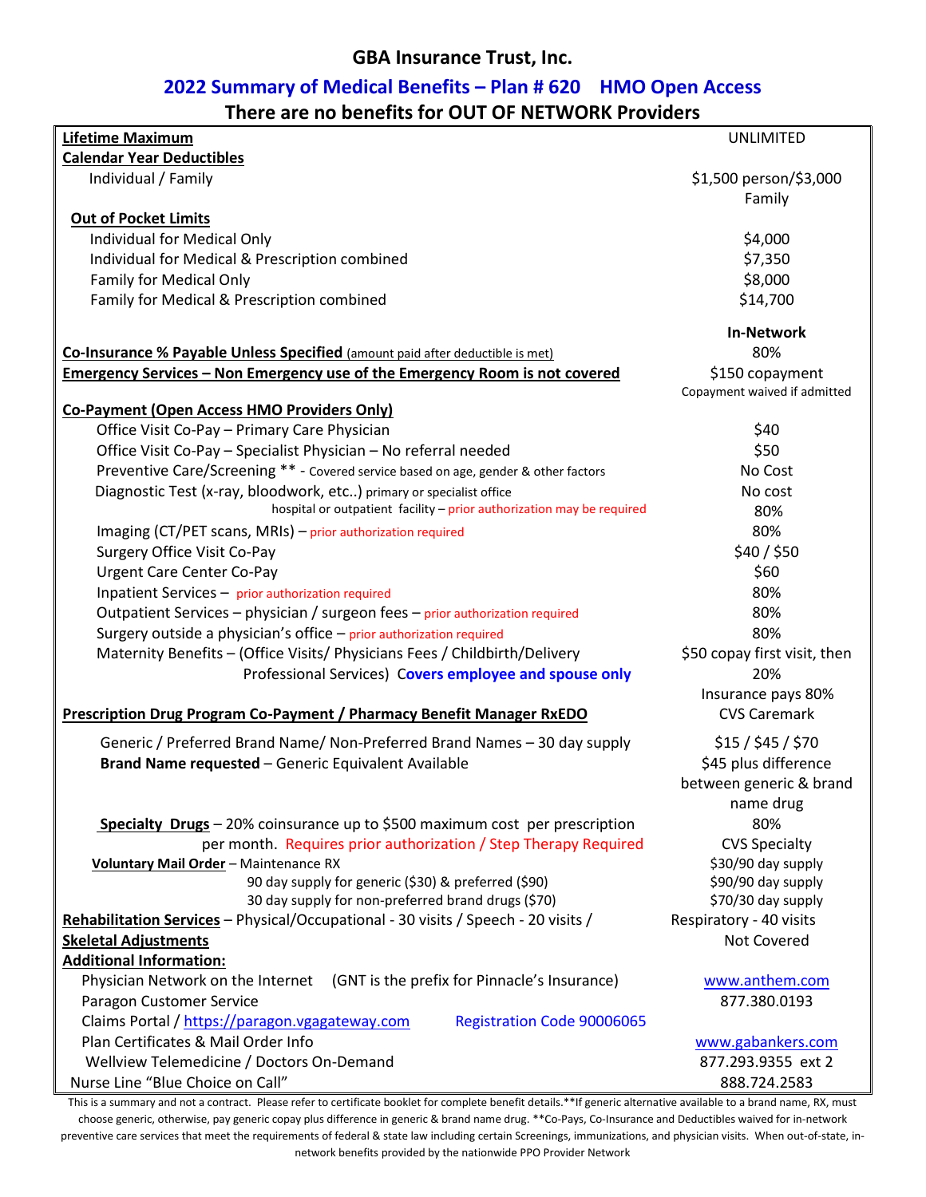# GBA Insurance Trust, Inc.

## 2022 Summary of Medical Benefits – Plan # 620 HMO Open Access

### There are no benefits for OUT OF NETWORK Providers

| | |
|---|---|
| **Lifetime Maximum** | UNLIMITED |
| **Calendar Year Deductibles** | |
| Individual / Family | $1,500 person/$3,000 Family |
| **Out of Pocket Limits** | |
| Individual for Medical Only | $4,000 |
| Individual for Medical & Prescription combined | $7,350 |
| Family for Medical Only | $8,000 |
| Family for Medical & Prescription combined | $14,700 |
| | **In-Network** |
| **Co-Insurance % Payable Unless Specified** (amount paid after deductible is met) | 80% |
| **Emergency Services – Non Emergency use of the Emergency Room is not covered** | $150 copayment<br>Copayment waived if admitted |
| **Co-Payment (Open Access HMO Providers Only)** | |
| Office Visit Co-Pay – Primary Care Physician | $40 |
| Office Visit Co-Pay – Specialist Physician – No referral needed | $50 |
| Preventive Care/Screening ** - Covered service based on age, gender & other factors | No Cost |
| Diagnostic Test (x-ray, bloodwork, etc..) primary or specialist office | No cost |
| hospital or outpatient facility – prior authorization may be required | 80% |
| Imaging (CT/PET scans, MRIs) – prior authorization required | 80% |
| Surgery Office Visit Co-Pay | $40 / $50 |
| Urgent Care Center Co-Pay | $60 |
| Inpatient Services – prior authorization required | 80% |
| Outpatient Services – physician / surgeon fees – prior authorization required | 80% |
| Surgery outside a physician's office – prior authorization required | 80% |
| Maternity Benefits – (Office Visits/ Physicians Fees / Childbirth/Delivery Professional Services) **Covers employee and spouse only** | $50 copay first visit, then 20%<br>Insurance pays 80% |
| **Prescription Drug Program Co-Payment / Pharmacy Benefit Manager RxEDO** | CVS Caremark |
| Generic / Preferred Brand Name/ Non-Preferred Brand Names – 30 day supply | $15 / $45 / $70 |
| **Brand Name requested** – Generic Equivalent Available | $45 plus difference between generic & brand name drug |
| **Specialty Drugs** – 20% coinsurance up to $500 maximum cost per prescription per month. Requires prior authorization / Step Therapy Required | 80%<br>CVS Specialty |
| **Voluntary Mail Order** – Maintenance RX | $30/90 day supply |
| 90 day supply for generic ($30) & preferred ($90) | $90/90 day supply |
| 30 day supply for non-preferred brand drugs ($70) | $70/30 day supply |
| **Rehabilitation Services** – Physical/Occupational - 30 visits / Speech - 20 visits / | Respiratory - 40 visits |
| **Skeletal Adjustments** | Not Covered |
| **Additional Information:** | |
| Physician Network on the Internet (GNT is the prefix for Pinnacle's Insurance) | www.anthem.com |
| Paragon Customer Service | 877.380.0193 |
| Claims Portal / https://paragon.vgagateway.com Registration Code 90006065 | |
| Plan Certificates & Mail Order Info | www.gabankers.com |
| Wellview Telemedicine / Doctors On-Demand | 877.293.9355 ext 2 |
| Nurse Line "Blue Choice on Call" | 888.724.2583 |

This is a summary and not a contract. Please refer to certificate booklet for complete benefit details.**If generic alternative available to a brand name, RX, must choose generic, otherwise, pay generic copay plus difference in generic & brand name drug. **Co-Pays, Co-Insurance and Deductibles waived for in-network preventive care services that meet the requirements of federal & state law including certain Screenings, immunizations, and physician visits. When out-of-state, in-network benefits provided by the nationwide PPO Provider Network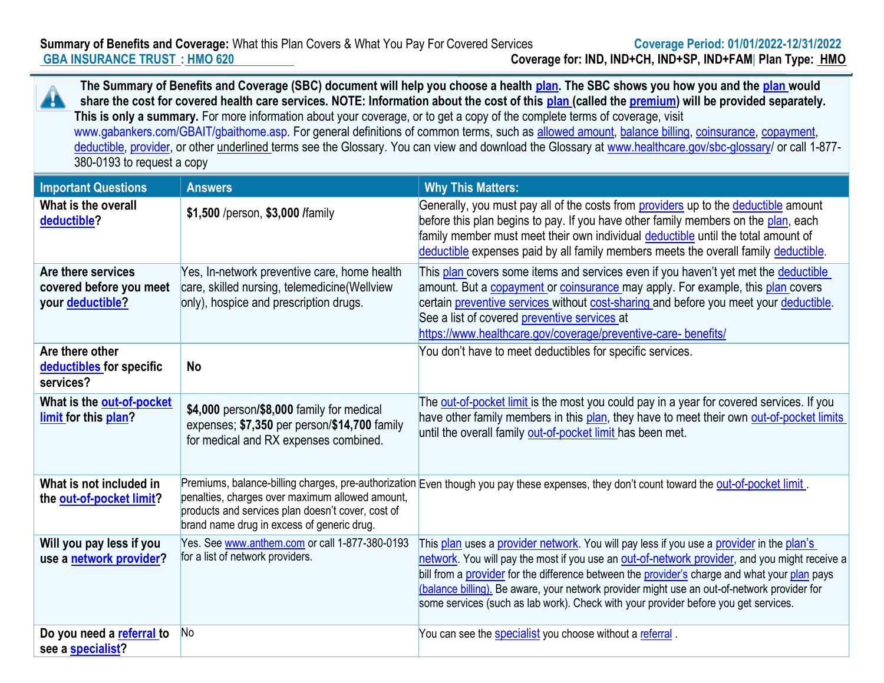**Summary of Benefits and Coverage:** What this Plan Covers & What You Pay For Covered Services

**Coverage Period: 01/01/2022-12/31/2022**

GBA INSURANCE TRUST : HMO 620

**Coverage for: IND, IND+CH, IND+SP, IND+FAM| Plan Type: HMO**

**The Summary of Benefits and Coverage (SBC) document will help you choose a health plan. The SBC shows you how you and the plan would share the cost for covered health care services. NOTE: Information about the cost of this plan (called the premium) will be provided separately. This is only a summary.** For more information about your coverage, or to get a copy of the complete terms of coverage, visit www.gabankers.com/GBAIT/gbaithome.asp. For general definitions of common terms, such as allowed amount, balance billing, coinsurance, copayment, deductible, provider, or other underlined terms see the Glossary. You can view and download the Glossary at www.healthcare.gov/sbc-glossary/ or call 1-877-380-0193 to request a copy

| Important Questions | Answers | Why This Matters: |
|---|---|---|
| **What is the overall deductible?** | **$1,500** /person, **$3,000 /**family | Generally, you must pay all of the costs from providers up to the deductible amount before this plan begins to pay. If you have other family members on the plan, each family member must meet their own individual deductible until the total amount of deductible expenses paid by all family members meets the overall family deductible. |
| **Are there services covered before you meet your deductible?** | Yes, In-network preventive care, home health care, skilled nursing, telemedicine(Wellview only), hospice and prescription drugs. | This plan covers some items and services even if you haven't yet met the deductible amount. But a copayment or coinsurance may apply. For example, this plan covers certain preventive services without cost-sharing and before you meet your deductible. See a list of covered preventive services at https://www.healthcare.gov/coverage/preventive-care- benefits/ |
| **Are there other deductibles for specific services?** | **No** | You don't have to meet deductibles for specific services. |
| **What is the out-of-pocket limit for this plan?** | **$4,000** person/**$8,000** family for medical expenses; **$7,350** per person/**$14,700** family for medical and RX expenses combined. | The out-of-pocket limit is the most you could pay in a year for covered services. If you have other family members in this plan, they have to meet their own out-of-pocket limits until the overall family out-of-pocket limit has been met. |
| **What is not included in the out-of-pocket limit?** | Premiums, balance-billing charges, pre-authorization penalties, charges over maximum allowed amount, products and services plan doesn't cover, cost of brand name drug in excess of generic drug. | Even though you pay these expenses, they don't count toward the out-of-pocket limit . |
| **Will you pay less if you use a network provider?** | Yes. See www.anthem.com or call 1-877-380-0193 for a list of network providers. | This plan uses a provider network. You will pay less if you use a provider in the plan's network. You will pay the most if you use an out-of-network provider, and you might receive a bill from a provider for the difference between the provider's charge and what your plan pays (balance billing). Be aware, your network provider might use an out-of-network provider for some services (such as lab work). Check with your provider before you get services. |
| **Do you need a referral to see a specialist?** | No | You can see the specialist you choose without a referral . |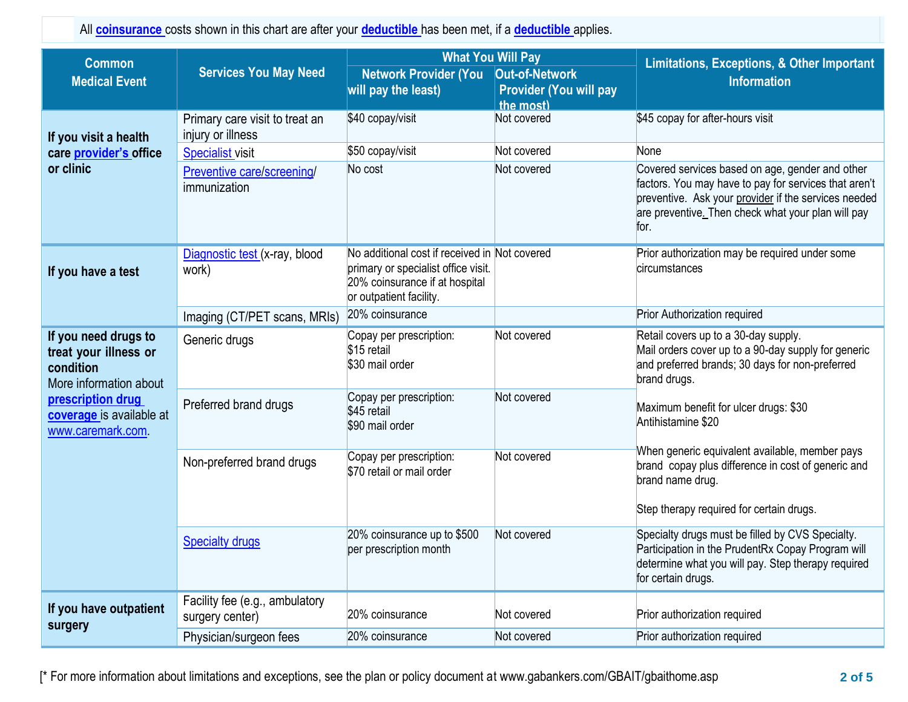All **coinsurance** costs shown in this chart are after your **deductible** has been met, if a **deductible** applies.

| Common Medical Event | Services You May Need | What You Will Pay | | Limitations, Exceptions, & Other Important Information |
|---|---|---|---|---|
| | | Network Provider (You will pay the least) | Out-of-Network Provider (You will pay the most) | |
| **If you visit a health care provider's office or clinic** | Primary care visit to treat an injury or illness | $40 copay/visit | Not covered | $45 copay for after-hours visit |
| | Specialist visit | $50 copay/visit | Not covered | None |
| | Preventive care/screening/ immunization | No cost | Not covered | Covered services based on age, gender and other factors. You may have to pay for services that aren't preventive. Ask your provider if the services needed are preventive. Then check what your plan will pay for. |
| **If you have a test** | Diagnostic test (x-ray, blood work) | No additional cost if received in primary or specialist office visit. 20% coinsurance if at hospital or outpatient facility. | Not covered | Prior authorization may be required under some circumstances |
| | Imaging (CT/PET scans, MRIs) | 20% coinsurance | | Prior Authorization required |
| **If you need drugs to treat your illness or condition** More information about **prescription drug coverage** is available at www.caremark.com. | Generic drugs | Copay per prescription: $15 retail $30 mail order | Not covered | Retail covers up to a 30-day supply. Mail orders cover up to a 90-day supply for generic and preferred brands; 30 days for non-preferred brand drugs. Maximum benefit for ulcer drugs: $30 Antihistamine $20 When generic equivalent available, member pays brand copay plus difference in cost of generic and brand name drug. Step therapy required for certain drugs. |
| | Preferred brand drugs | Copay per prescription: $45 retail $90 mail order | Not covered | |
| | Non-preferred brand drugs | Copay per prescription: $70 retail or mail order | Not covered | |
| | Specialty drugs | 20% coinsurance up to $500 per prescription month | Not covered | Specialty drugs must be filled by CVS Specialty. Participation in the PrudentRx Copay Program will determine what you will pay. Step therapy required for certain drugs. |
| **If you have outpatient surgery** | Facility fee (e.g., ambulatory surgery center) | 20% coinsurance | Not covered | Prior authorization required |
| | Physician/surgeon fees | 20% coinsurance | Not covered | Prior authorization required |

[* For more information about limitations and exceptions, see the plan or policy document at www.gabankers.com/GBAIT/gbaithome.asp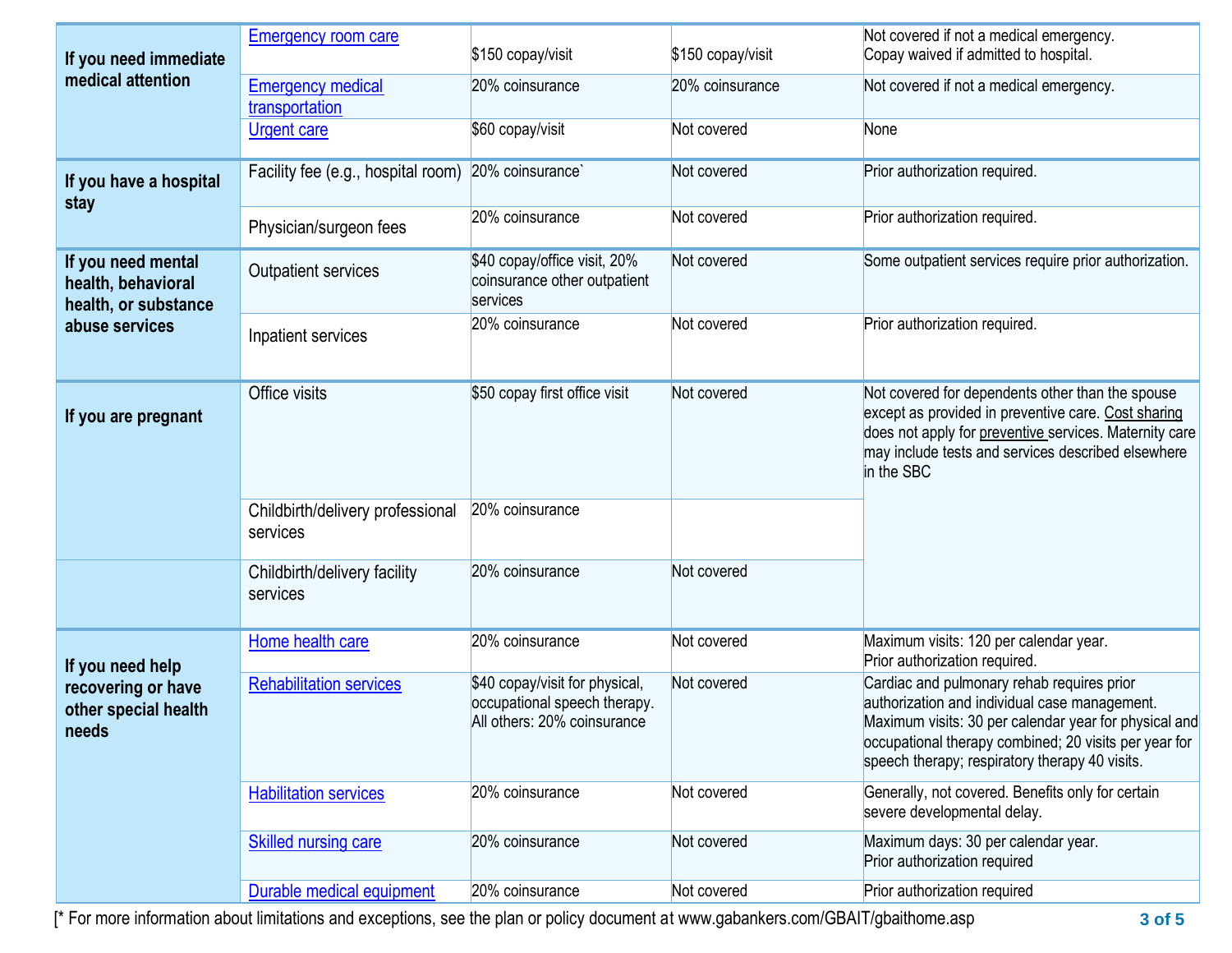| | | | | |
|---|---|---|---|---|
| **If you need immediate medical attention** | Emergency room care | $150 copay/visit | $150 copay/visit | Not covered if not a medical emergency. Copay waived if admitted to hospital. |
| | Emergency medical transportation | 20% coinsurance | 20% coinsurance | Not covered if not a medical emergency. |
| | Urgent care | $60 copay/visit | Not covered | None |
| **If you have a hospital stay** | Facility fee (e.g., hospital room) | 20% coinsurance` | Not covered | Prior authorization required. |
| | Physician/surgeon fees | 20% coinsurance | Not covered | Prior authorization required. |
| **If you need mental health, behavioral health, or substance abuse services** | Outpatient services | $40 copay/office visit, 20% coinsurance other outpatient services | Not covered | Some outpatient services require prior authorization. |
| | Inpatient services | 20% coinsurance | Not covered | Prior authorization required. |
| **If you are pregnant** | Office visits | $50 copay first office visit | Not covered | Not covered for dependents other than the spouse except as provided in preventive care. Cost sharing does not apply for preventive services. Maternity care may include tests and services described elsewhere in the SBC |
| | Childbirth/delivery professional services | 20% coinsurance | | |
| | Childbirth/delivery facility services | 20% coinsurance | Not covered | |
| **If you need help recovering or have other special health needs** | Home health care | 20% coinsurance | Not covered | Maximum visits: 120 per calendar year. Prior authorization required. |
| | Rehabilitation services | $40 copay/visit for physical, occupational speech therapy. All others: 20% coinsurance | Not covered | Cardiac and pulmonary rehab requires prior authorization and individual case management. Maximum visits: 30 per calendar year for physical and occupational therapy combined; 20 visits per year for speech therapy; respiratory therapy 40 visits. |
| | Habilitation services | 20% coinsurance | Not covered | Generally, not covered. Benefits only for certain severe developmental delay. |
| | Skilled nursing care | 20% coinsurance | Not covered | Maximum days: 30 per calendar year. Prior authorization required |
| | Durable medical equipment | 20% coinsurance | Not covered | Prior authorization required |

[* For more information about limitations and exceptions, see the plan or policy document at www.gabankers.com/GBAIT/gbaithome.asp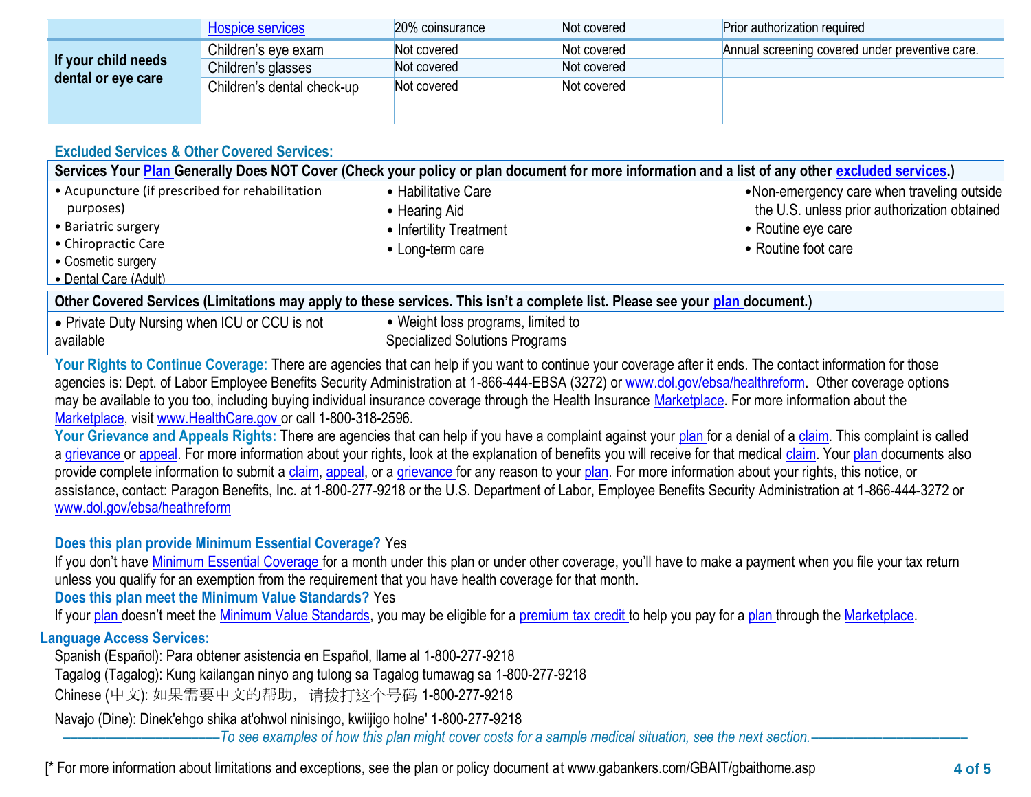| | | | | |
|---|---|---|---|---|
| | Hospice services | 20% coinsurance | Not covered | Prior authorization required |
| If your child needs dental or eye care | Children's eye exam | Not covered | Not covered | Annual screening covered under preventive care. |
| | Children's glasses | Not covered | Not covered | |
| | Children's dental check-up | Not covered | Not covered | |

## Excluded Services & Other Covered Services:

**Services Your Plan Generally Does NOT Cover (Check your policy or plan document for more information and a list of any other excluded services.)**

- Acupuncture (if prescribed for rehabilitation purposes)
- Bariatric surgery
- Chiropractic Care
- Cosmetic surgery
- Dental Care (Adult)
- Habilitative Care
- Hearing Aid
- Infertility Treatment
- Long-term care
- Non-emergency care when traveling outside the U.S. unless prior authorization obtained
- Routine eye care
- Routine foot care

**Other Covered Services (Limitations may apply to these services. This isn't a complete list. Please see your plan document.)**

- Private Duty Nursing when ICU or CCU is not available
- Weight loss programs, limited to Specialized Solutions Programs

**Your Rights to Continue Coverage:** There are agencies that can help if you want to continue your coverage after it ends. The contact information for those agencies is: Dept. of Labor Employee Benefits Security Administration at 1-866-444-EBSA (3272) or www.dol.gov/ebsa/healthreform. Other coverage options may be available to you too, including buying individual insurance coverage through the Health Insurance Marketplace. For more information about the Marketplace, visit www.HealthCare.gov or call 1-800-318-2596.

**Your Grievance and Appeals Rights:** There are agencies that can help if you have a complaint against your plan for a denial of a claim. This complaint is called a grievance or appeal. For more information about your rights, look at the explanation of benefits you will receive for that medical claim. Your plan documents also provide complete information to submit a claim, appeal, or a grievance for any reason to your plan. For more information about your rights, this notice, or assistance, contact: Paragon Benefits, Inc. at 1-800-277-9218 or the U.S. Department of Labor, Employee Benefits Security Administration at 1-866-444-3272 or www.dol.gov/ebsa/heathreform

**Does this plan provide Minimum Essential Coverage?** Yes

If you don't have Minimum Essential Coverage for a month under this plan or under other coverage, you'll have to make a payment when you file your tax return unless you qualify for an exemption from the requirement that you have health coverage for that month.

**Does this plan meet the Minimum Value Standards?** Yes

If your plan doesn't meet the Minimum Value Standards, you may be eligible for a premium tax credit to help you pay for a plan through the Marketplace.

**Language Access Services:**

Spanish (Español): Para obtener asistencia en Español, llame al 1-800-277-9218

Tagalog (Tagalog): Kung kailangan ninyo ang tulong sa Tagalog tumawag sa 1-800-277-9218

Chinese (中文): 如果需要中文的帮助，请拨打这个号码 1-800-277-9218

Navajo (Dine): Dinek'ehgo shika at'ohwol ninisingo, kwiijigo holne' 1-800-277-9218

*——————————To see examples of how this plan might cover costs for a sample medical situation, see the next section.——————————*

[* For more information about limitations and exceptions, see the plan or policy document at www.gabankers.com/GBAIT/gbaithome.asp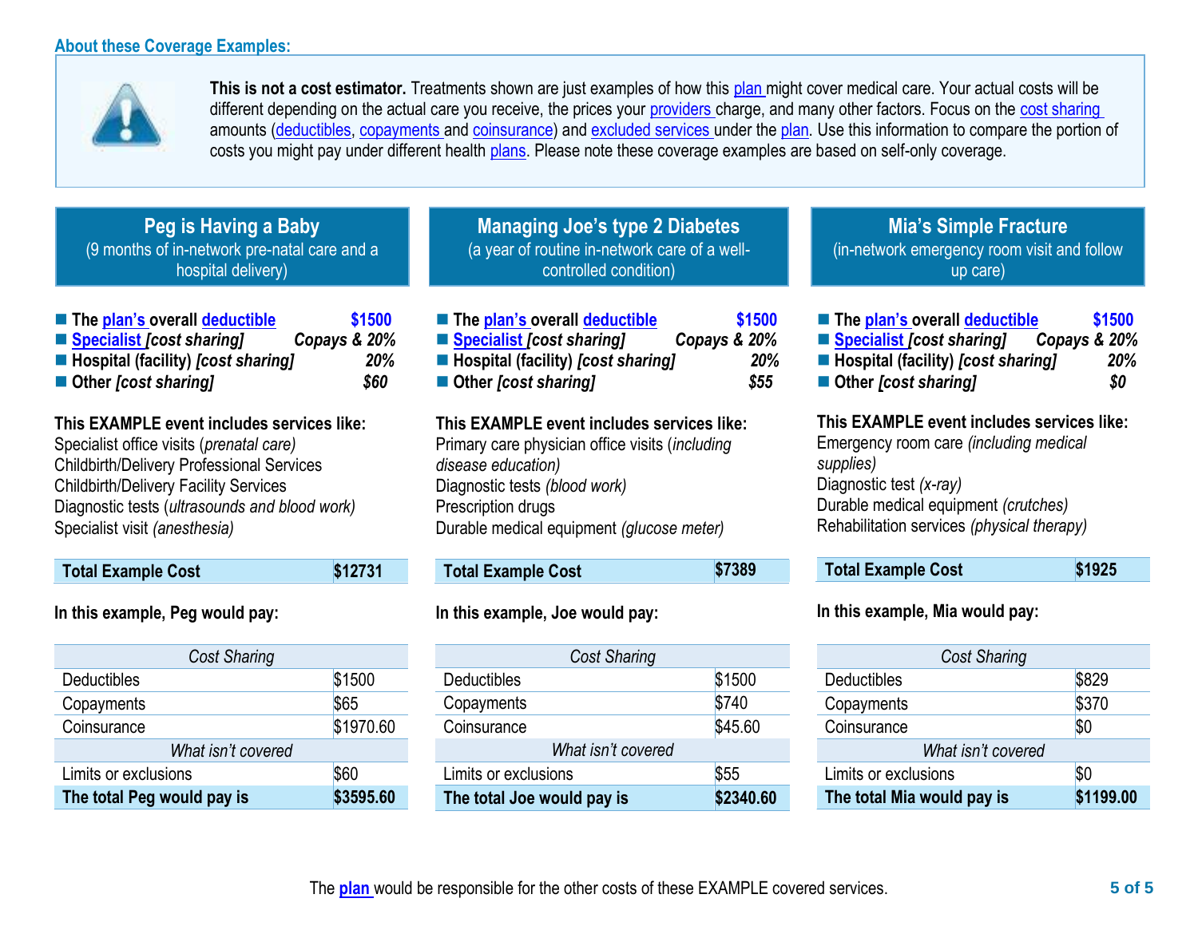## About these Coverage Examples:

**This is not a cost estimator.** Treatments shown are just examples of how this plan might cover medical care. Your actual costs will be different depending on the actual care you receive, the prices your providers charge, and many other factors. Focus on the cost sharing amounts (deductibles, copayments and coinsurance) and excluded services under the plan. Use this information to compare the portion of costs you might pay under different health plans. Please note these coverage examples are based on self-only coverage.

### Peg is Having a Baby
(9 months of in-network pre-natal care and a hospital delivery)

- **The plan's overall deductible** **$1500**
- **Specialist *[cost sharing]*** ***Copays & 20%***
- **Hospital (facility) *[cost sharing]*** ***20%***
- **Other *[cost sharing]*** ***$60***

**This EXAMPLE event includes services like:**
Specialist office visits (*prenatal care)*
Childbirth/Delivery Professional Services
Childbirth/Delivery Facility Services
Diagnostic tests (*ultrasounds and blood work)*
Specialist visit *(anesthesia)*

| **Total Example Cost** | **$12731** |
|---|---|

**In this example, Peg would pay:**

| *Cost Sharing* | |
|---|---|
| Deductibles | $1500 |
| Copayments | $65 |
| Coinsurance | $1970.60 |
| *What isn't covered* | |
| Limits or exclusions | $60 |
| **The total Peg would pay is** | **$3595.60** |

### Managing Joe's type 2 Diabetes
(a year of routine in-network care of a well-controlled condition)

- **The plan's overall deductible** **$1500**
- **Specialist *[cost sharing]*** ***Copays & 20%***
- **Hospital (facility) *[cost sharing]*** ***20%***
- **Other *[cost sharing]*** ***$55***

**This EXAMPLE event includes services like:**
Primary care physician office visits (*including disease education)*
Diagnostic tests *(blood work)*
Prescription drugs
Durable medical equipment *(glucose meter)*

| **Total Example Cost** | **$7389** |
|---|---|

**In this example, Joe would pay:**

| *Cost Sharing* | |
|---|---|
| Deductibles | $1500 |
| Copayments | $740 |
| Coinsurance | $45.60 |
| *What isn't covered* | |
| Limits or exclusions | $55 |
| **The total Joe would pay is** | **$2340.60** |

### Mia's Simple Fracture
(in-network emergency room visit and follow up care)

- **The plan's overall deductible** **$1500**
- **Specialist *[cost sharing]*** ***Copays & 20%***
- **Hospital (facility) *[cost sharing]*** ***20%***
- **Other *[cost sharing]*** ***$0***

**This EXAMPLE event includes services like:**
Emergency room care *(including medical supplies)*
Diagnostic test *(x-ray)*
Durable medical equipment *(crutches)*
Rehabilitation services *(physical therapy)*

| **Total Example Cost** | **$1925** |
|---|---|

**In this example, Mia would pay:**

| *Cost Sharing* | |
|---|---|
| Deductibles | $829 |
| Copayments | $370 |
| Coinsurance | $0 |
| *What isn't covered* | |
| Limits or exclusions | $0 |
| **The total Mia would pay is** | **$1199.00** |

The **plan** would be responsible for the other costs of these EXAMPLE covered services.